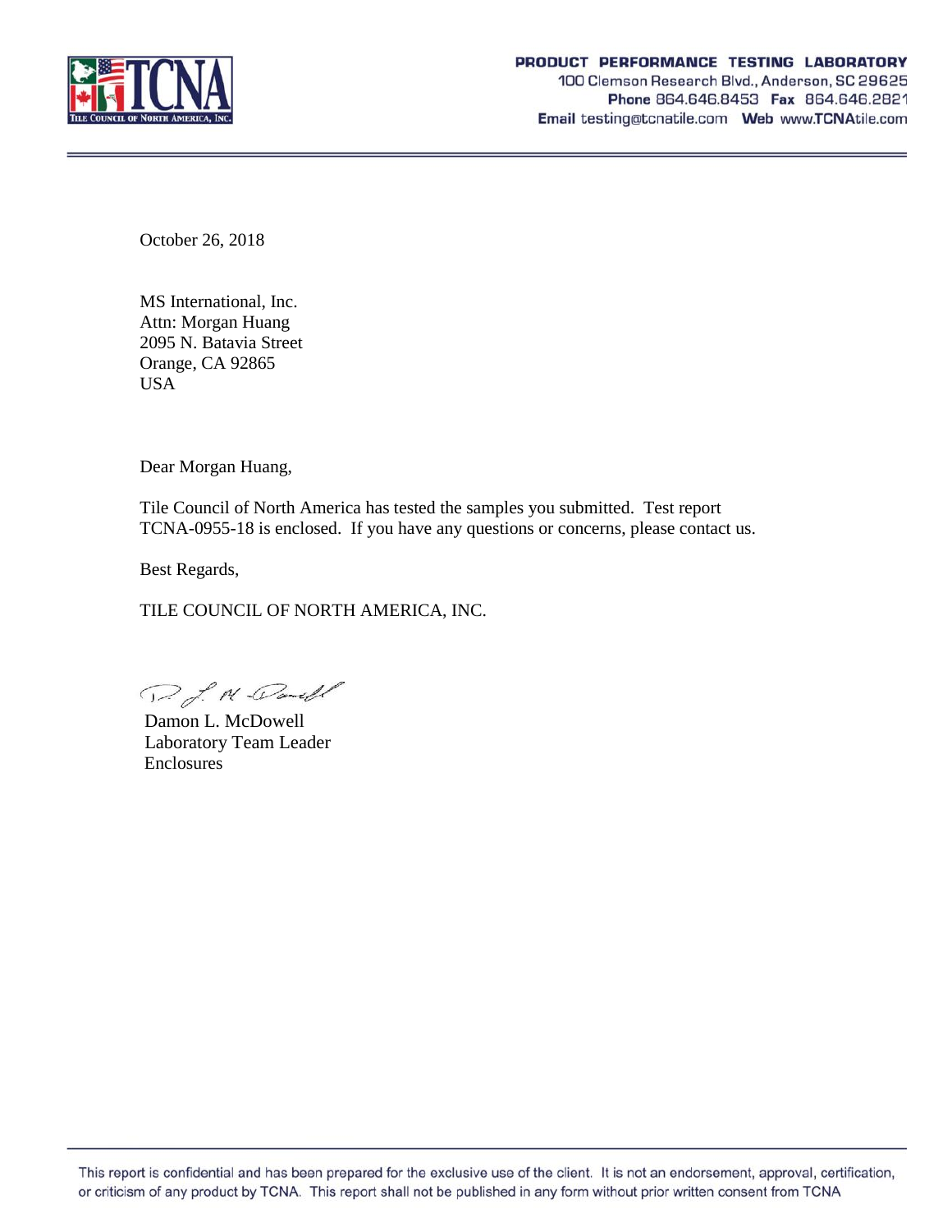**PRODUCT PERFORMANCE TESTING LABORATORY**
100 Clemson Research Blvd., Anderson, SC 29625
**Phone** 864.646.8453 **Fax** 864.646.2821
**Email** testing@tcnatile.com **Web** www.TCNAtile.com

October 26, 2018

MS International, Inc.
Attn: Morgan Huang
2095 N. Batavia Street
Orange, CA 92865
USA

Dear Morgan Huang,

Tile Council of North America has tested the samples you submitted. Test report TCNA-0955-18 is enclosed. If you have any questions or concerns, please contact us.

Best Regards,

TILE COUNCIL OF NORTH AMERICA, INC.

Damon L. McDowell
Laboratory Team Leader
Enclosures

This report is confidential and has been prepared for the exclusive use of the client. It is not an endorsement, approval, certification, or criticism of any product by TCNA. This report shall not be published in any form without prior written consent from TCNA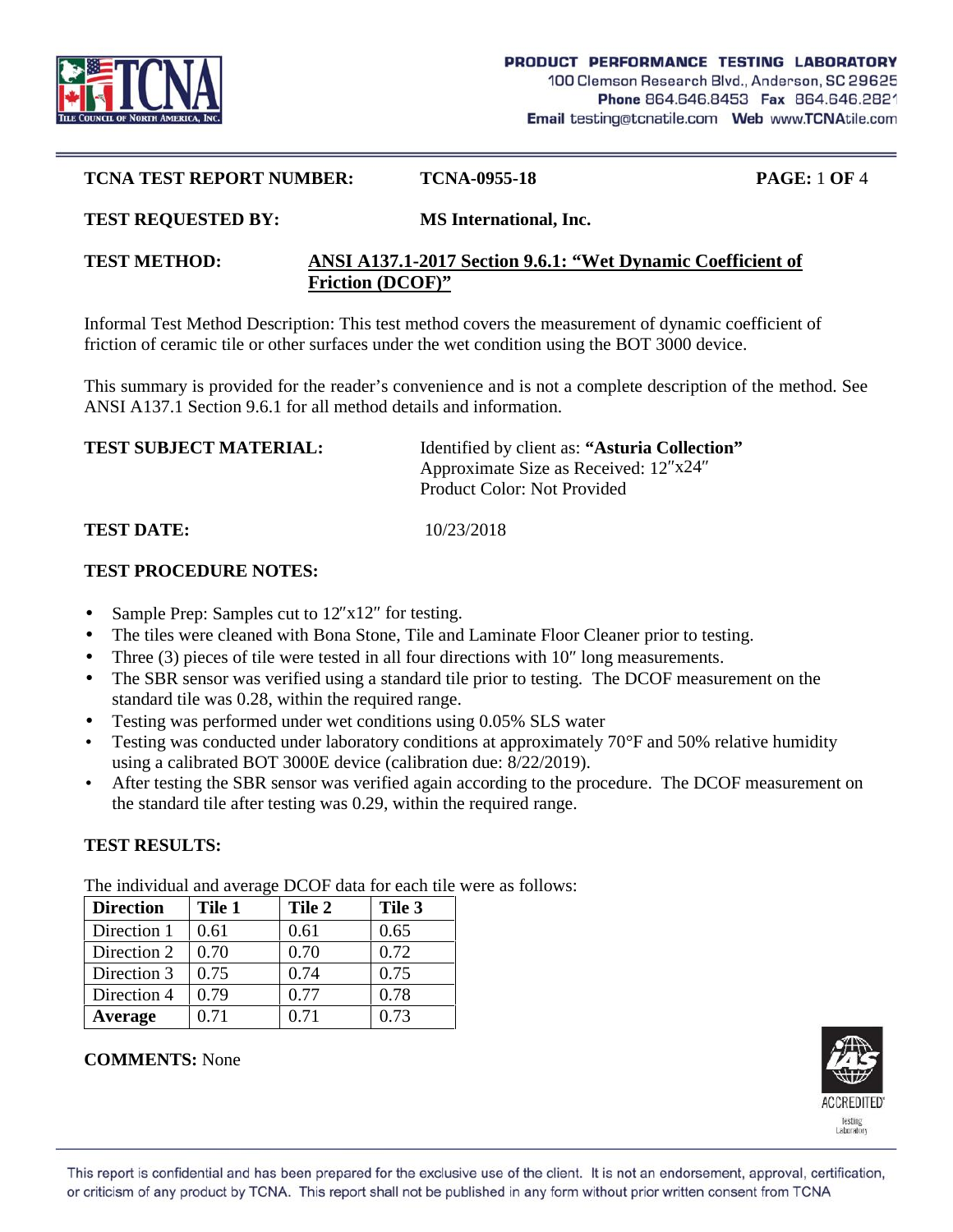**TCNA TEST REPORT NUMBER:** **TCNA-0955-18**

**TEST REQUESTED BY:** **MS International, Inc.**

**TEST METHOD:** **ANSI A137.1-2017 Section 9.6.1: "Wet Dynamic Coefficient of Friction (DCOF)"**

Informal Test Method Description: This test method covers the measurement of dynamic coefficient of friction of ceramic tile or other surfaces under the wet condition using the BOT 3000 device.

This summary is provided for the reader's convenience and is not a complete description of the method. See ANSI A137.1 Section 9.6.1 for all method details and information.

**TEST SUBJECT MATERIAL:** Identified by client as: **"Asturia Collection"**
Approximate Size as Received: 12″x24″
Product Color: Not Provided

**TEST DATE:** 10/23/2018

**TEST PROCEDURE NOTES:**

- Sample Prep: Samples cut to 12″x12″ for testing.
- The tiles were cleaned with Bona Stone, Tile and Laminate Floor Cleaner prior to testing.
- Three (3) pieces of tile were tested in all four directions with 10″ long measurements.
- The SBR sensor was verified using a standard tile prior to testing. The DCOF measurement on the standard tile was 0.28, within the required range.
- Testing was performed under wet conditions using 0.05% SLS water
- Testing was conducted under laboratory conditions at approximately 70°F and 50% relative humidity using a calibrated BOT 3000E device (calibration due: 8/22/2019).
- After testing the SBR sensor was verified again according to the procedure. The DCOF measurement on the standard tile after testing was 0.29, within the required range.

**TEST RESULTS:**

The individual and average DCOF data for each tile were as follows:

| **Direction** | **Tile 1** | **Tile 2** | **Tile 3** |
|---|---|---|---|
| Direction 1 | 0.61 | 0.61 | 0.65 |
| Direction 2 | 0.70 | 0.70 | 0.72 |
| Direction 3 | 0.75 | 0.74 | 0.75 |
| Direction 4 | 0.79 | 0.77 | 0.78 |
| **Average** | 0.71 | 0.71 | 0.73 |

**COMMENTS:** None

This report is confidential and has been prepared for the exclusive use of the client. It is not an endorsement, approval, certification, or criticism of any product by TCNA. This report shall not be published in any form without prior written consent from TCNA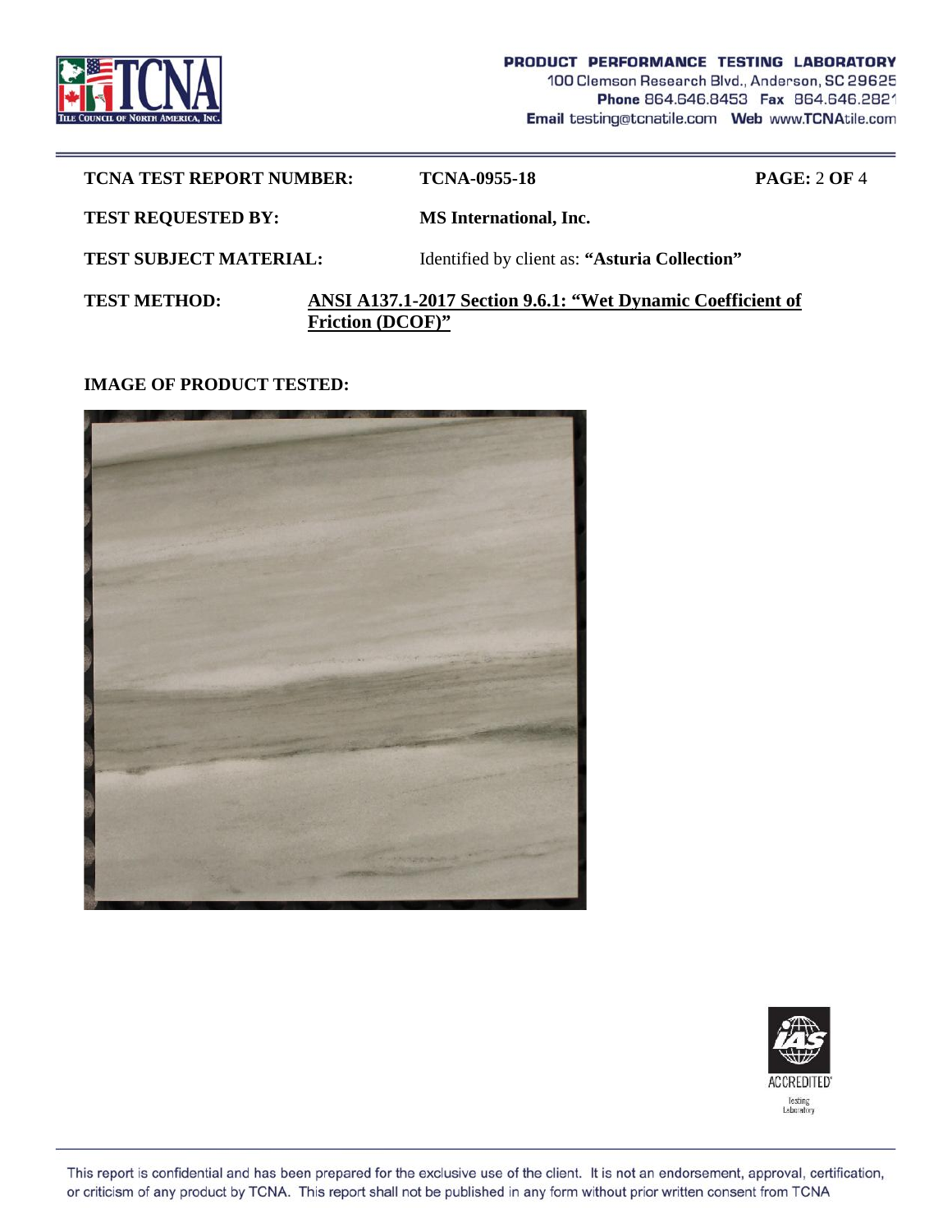**TCNA TEST REPORT NUMBER:** **TCNA-0955-18** **PAGE:** 2 **OF** 4

**TEST REQUESTED BY:** **MS International, Inc.**

**TEST SUBJECT MATERIAL:** Identified by client as: **"Asturia Collection"**

**TEST METHOD:** **ANSI A137.1-2017 Section 9.6.1: "Wet Dynamic Coefficient of Friction (DCOF)"**

**IMAGE OF PRODUCT TESTED:**

This report is confidential and has been prepared for the exclusive use of the client. It is not an endorsement, approval, certification, or criticism of any product by TCNA. This report shall not be published in any form without prior written consent from TCNA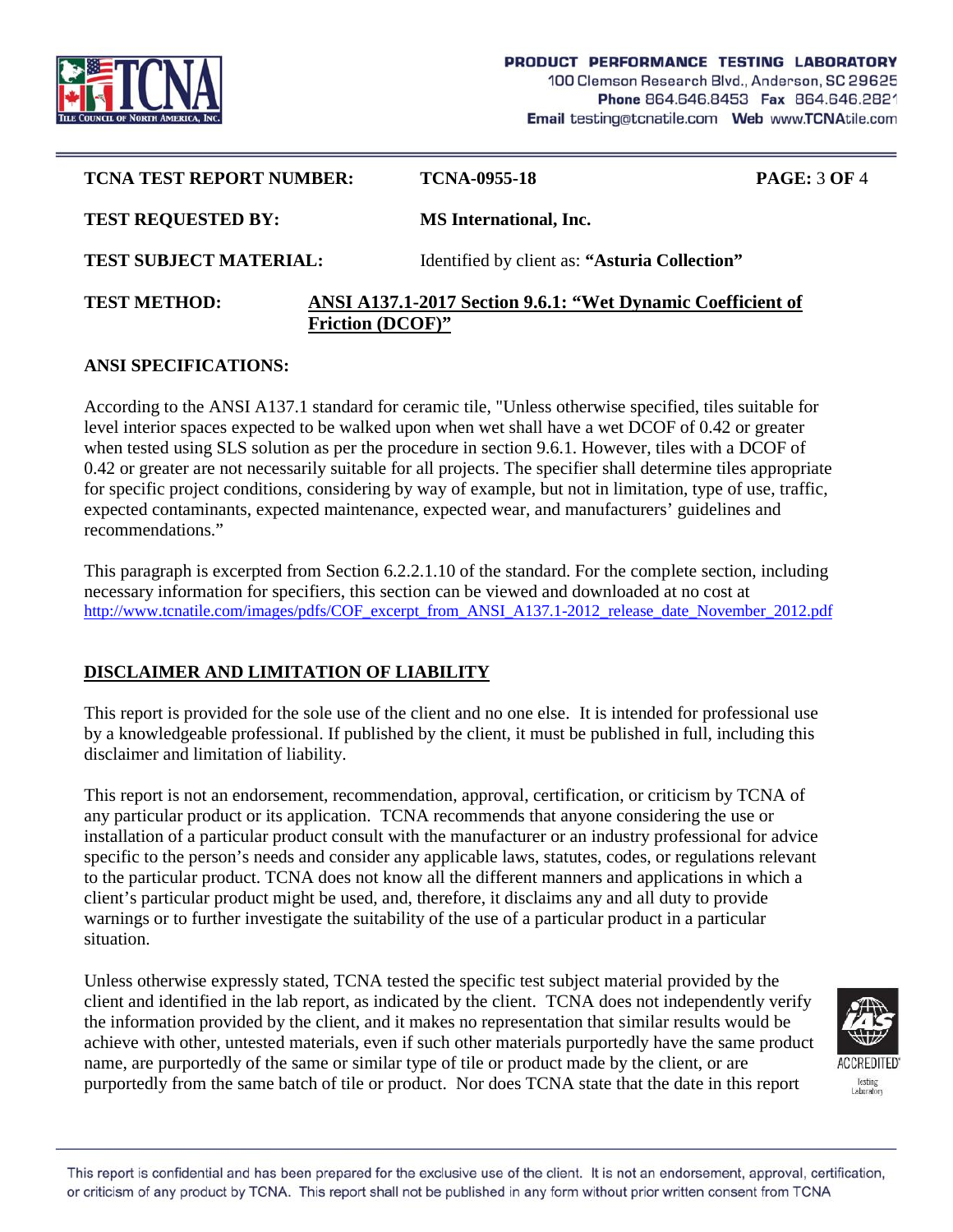| | | |
|---|---|---|
| **TCNA TEST REPORT NUMBER:** | **TCNA-0955-18** | **PAGE:** 3 **OF** 4 |
| **TEST REQUESTED BY:** | **MS International, Inc.** | |
| **TEST SUBJECT MATERIAL:** | Identified by client as: **"Asturia Collection"** | |

**TEST METHOD:** **ANSI A137.1-2017 Section 9.6.1: "Wet Dynamic Coefficient of Friction (DCOF)"**

**ANSI SPECIFICATIONS:**

According to the ANSI A137.1 standard for ceramic tile, "Unless otherwise specified, tiles suitable for level interior spaces expected to be walked upon when wet shall have a wet DCOF of 0.42 or greater when tested using SLS solution as per the procedure in section 9.6.1. However, tiles with a DCOF of 0.42 or greater are not necessarily suitable for all projects. The specifier shall determine tiles appropriate for specific project conditions, considering by way of example, but not in limitation, type of use, traffic, expected contaminants, expected maintenance, expected wear, and manufacturers' guidelines and recommendations."

This paragraph is excerpted from Section 6.2.2.1.10 of the standard. For the complete section, including necessary information for specifiers, this section can be viewed and downloaded at no cost at http://www.tcnatile.com/images/pdfs/COF_excerpt_from_ANSI_A137.1-2012_release_date_November_2012.pdf

## DISCLAIMER AND LIMITATION OF LIABILITY

This report is provided for the sole use of the client and no one else. It is intended for professional use by a knowledgeable professional. If published by the client, it must be published in full, including this disclaimer and limitation of liability.

This report is not an endorsement, recommendation, approval, certification, or criticism by TCNA of any particular product or its application. TCNA recommends that anyone considering the use or installation of a particular product consult with the manufacturer or an industry professional for advice specific to the person's needs and consider any applicable laws, statutes, codes, or regulations relevant to the particular product. TCNA does not know all the different manners and applications in which a client's particular product might be used, and, therefore, it disclaims any and all duty to provide warnings or to further investigate the suitability of the use of a particular product in a particular situation.

Unless otherwise expressly stated, TCNA tested the specific test subject material provided by the client and identified in the lab report, as indicated by the client. TCNA does not independently verify the information provided by the client, and it makes no representation that similar results would be achieve with other, untested materials, even if such other materials purportedly have the same product name, are purportedly of the same or similar type of tile or product made by the client, or are purportedly from the same batch of tile or product. Nor does TCNA state that the date in this report

This report is confidential and has been prepared for the exclusive use of the client. It is not an endorsement, approval, certification, or criticism of any product by TCNA. This report shall not be published in any form without prior written consent from TCNA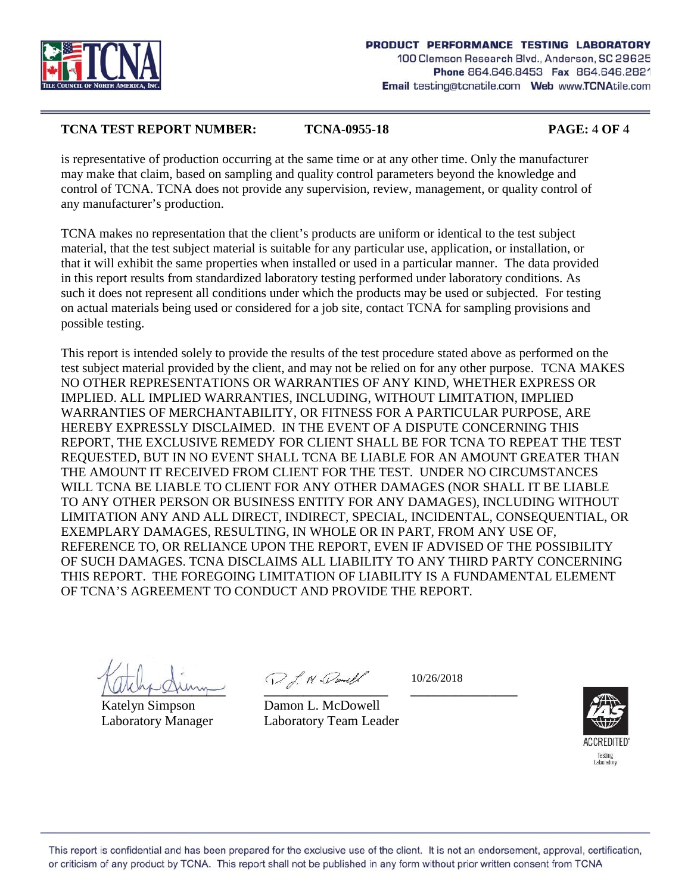**TCNA TEST REPORT NUMBER:** **TCNA-0955-18** **PAGE:** 4 **OF** 4

is representative of production occurring at the same time or at any other time. Only the manufacturer may make that claim, based on sampling and quality control parameters beyond the knowledge and control of TCNA. TCNA does not provide any supervision, review, management, or quality control of any manufacturer's production.

TCNA makes no representation that the client's products are uniform or identical to the test subject material, that the test subject material is suitable for any particular use, application, or installation, or that it will exhibit the same properties when installed or used in a particular manner. The data provided in this report results from standardized laboratory testing performed under laboratory conditions. As such it does not represent all conditions under which the products may be used or subjected. For testing on actual materials being used or considered for a job site, contact TCNA for sampling provisions and possible testing.

This report is intended solely to provide the results of the test procedure stated above as performed on the test subject material provided by the client, and may not be relied on for any other purpose. TCNA MAKES NO OTHER REPRESENTATIONS OR WARRANTIES OF ANY KIND, WHETHER EXPRESS OR IMPLIED. ALL IMPLIED WARRANTIES, INCLUDING, WITHOUT LIMITATION, IMPLIED WARRANTIES OF MERCHANTABILITY, OR FITNESS FOR A PARTICULAR PURPOSE, ARE HEREBY EXPRESSLY DISCLAIMED. IN THE EVENT OF A DISPUTE CONCERNING THIS REPORT, THE EXCLUSIVE REMEDY FOR CLIENT SHALL BE FOR TCNA TO REPEAT THE TEST REQUESTED, BUT IN NO EVENT SHALL TCNA BE LIABLE FOR AN AMOUNT GREATER THAN THE AMOUNT IT RECEIVED FROM CLIENT FOR THE TEST. UNDER NO CIRCUMSTANCES WILL TCNA BE LIABLE TO CLIENT FOR ANY OTHER DAMAGES (NOR SHALL IT BE LIABLE TO ANY OTHER PERSON OR BUSINESS ENTITY FOR ANY DAMAGES), INCLUDING WITHOUT LIMITATION ANY AND ALL DIRECT, INDIRECT, SPECIAL, INCIDENTAL, CONSEQUENTIAL, OR EXEMPLARY DAMAGES, RESULTING, IN WHOLE OR IN PART, FROM ANY USE OF, REFERENCE TO, OR RELIANCE UPON THE REPORT, EVEN IF ADVISED OF THE POSSIBILITY OF SUCH DAMAGES. TCNA DISCLAIMS ALL LIABILITY TO ANY THIRD PARTY CONCERNING THIS REPORT. THE FOREGOING LIMITATION OF LIABILITY IS A FUNDAMENTAL ELEMENT OF TCNA'S AGREEMENT TO CONDUCT AND PROVIDE THE REPORT.

Katelyn Simpson
Laboratory Manager

Damon L. McDowell
Laboratory Team Leader

10/26/2018

This report is confidential and has been prepared for the exclusive use of the client. It is not an endorsement, approval, certification, or criticism of any product by TCNA. This report shall not be published in any form without prior written consent from TCNA